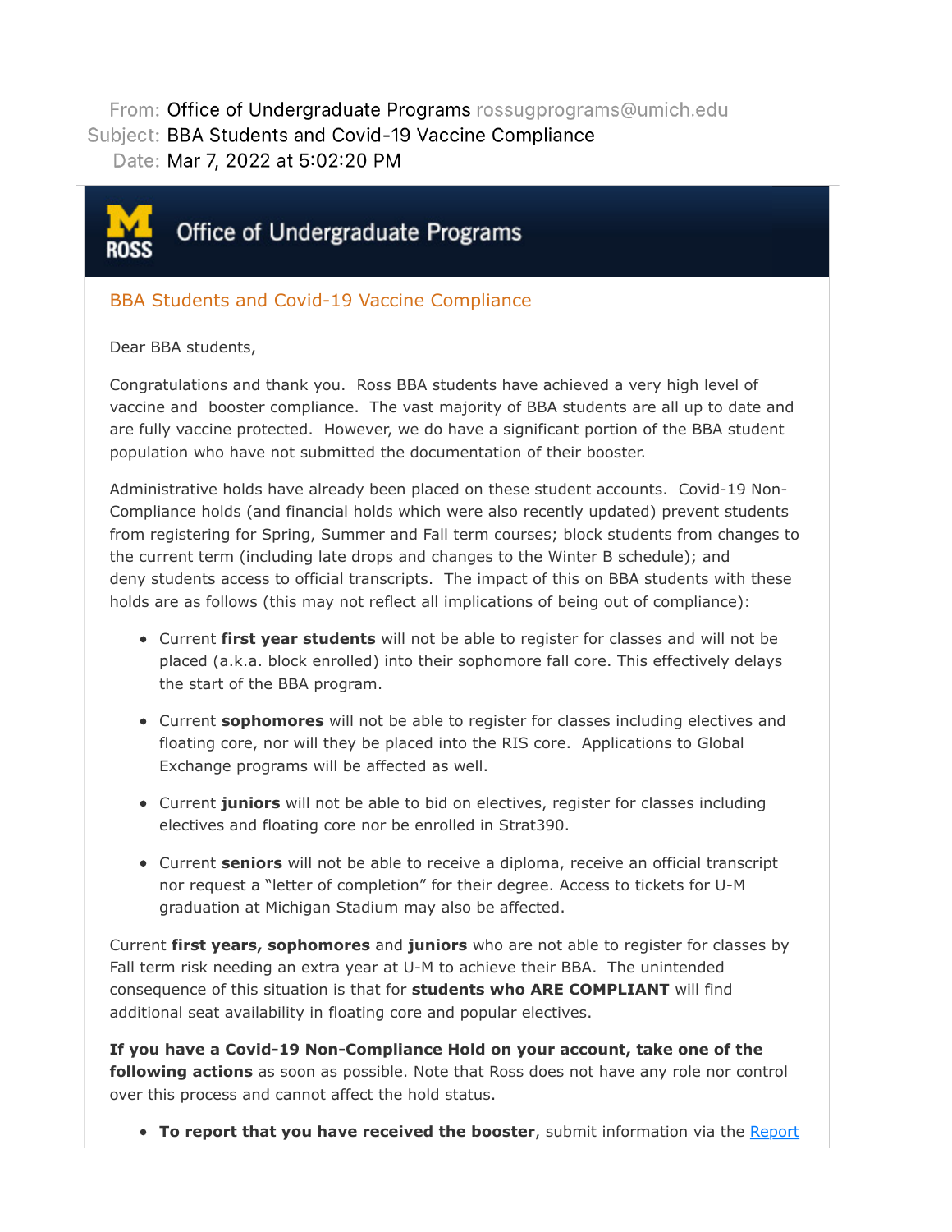From: Office of Undergraduate Programs rossugprograms@umich.edu
Subject: BBA Students and Covid-19 Vaccine Compliance
Date: Mar 7, 2022 at 5:02:20 PM

# Office of Undergraduate Programs

## BBA Students and Covid-19 Vaccine Compliance

Dear BBA students,

Congratulations and thank you. Ross BBA students have achieved a very high level of vaccine and booster compliance. The vast majority of BBA students are all up to date and are fully vaccine protected. However, we do have a significant portion of the BBA student population who have not submitted the documentation of their booster.

Administrative holds have already been placed on these student accounts. Covid-19 Non-Compliance holds (and financial holds which were also recently updated) prevent students from registering for Spring, Summer and Fall term courses; block students from changes to the current term (including late drops and changes to the Winter B schedule); and deny students access to official transcripts. The impact of this on BBA students with these holds are as follows (this may not reflect all implications of being out of compliance):

- Current **first year students** will not be able to register for classes and will not be placed (a.k.a. block enrolled) into their sophomore fall core. This effectively delays the start of the BBA program.
- Current **sophomores** will not be able to register for classes including electives and floating core, nor will they be placed into the RIS core. Applications to Global Exchange programs will be affected as well.
- Current **juniors** will not be able to bid on electives, register for classes including electives and floating core nor be enrolled in Strat390.
- Current **seniors** will not be able to receive a diploma, receive an official transcript nor request a "letter of completion" for their degree. Access to tickets for U-M graduation at Michigan Stadium may also be affected.

Current **first years, sophomores** and **juniors** who are not able to register for classes by Fall term risk needing an extra year at U-M to achieve their BBA. The unintended consequence of this situation is that for **students who ARE COMPLIANT** will find additional seat availability in floating core and popular electives.

**If you have a Covid-19 Non-Compliance Hold on your account, take one of the following actions** as soon as possible. Note that Ross does not have any role nor control over this process and cannot affect the hold status.

- **To report that you have received the booster**, submit information via the Report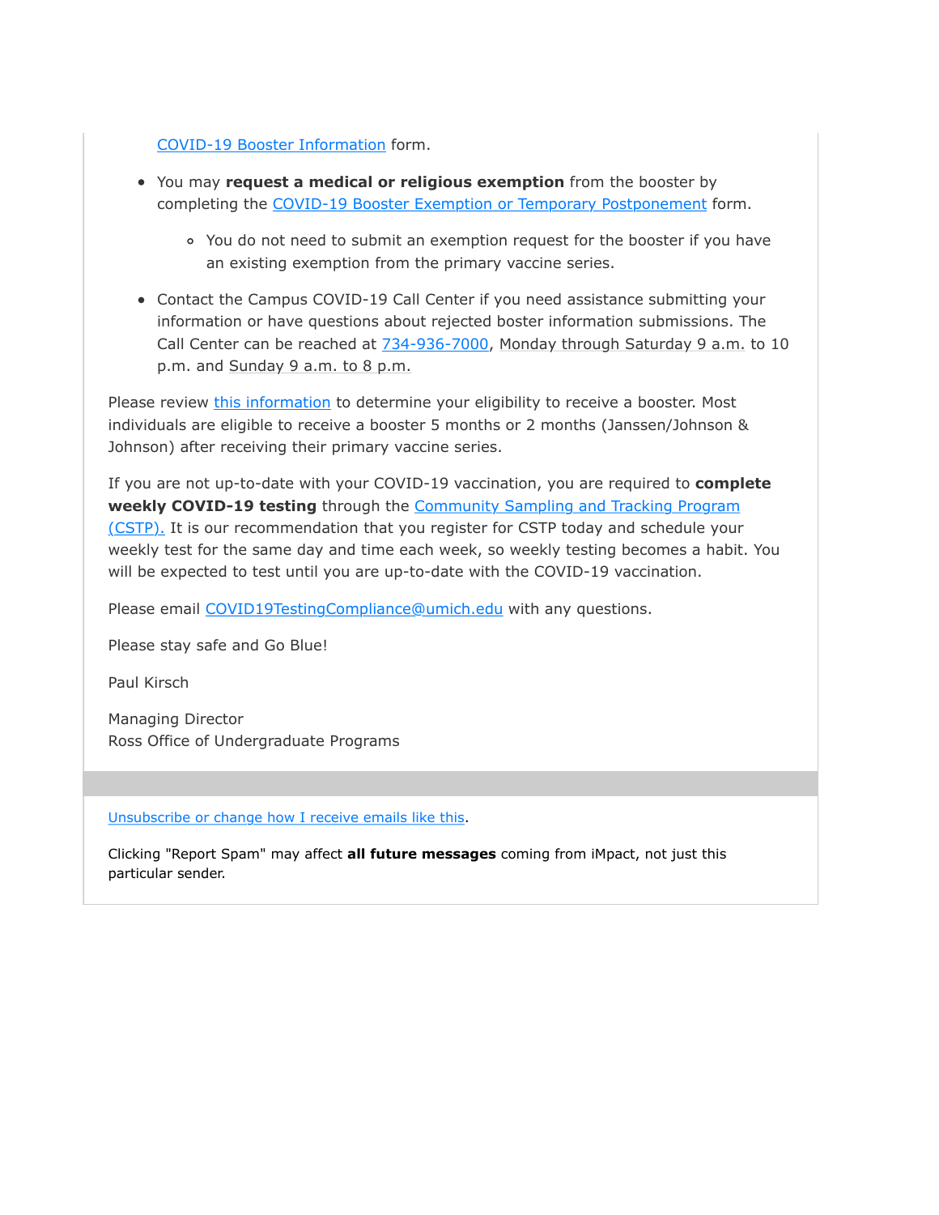COVID-19 Booster Information form.

- You may **request a medical or religious exemption** from the booster by completing the COVID-19 Booster Exemption or Temporary Postponement form.
  - You do not need to submit an exemption request for the booster if you have an existing exemption from the primary vaccine series.
- Contact the Campus COVID-19 Call Center if you need assistance submitting your information or have questions about rejected boster information submissions. The Call Center can be reached at 734-936-7000, Monday through Saturday 9 a.m. to 10 p.m. and Sunday 9 a.m. to 8 p.m.

Please review this information to determine your eligibility to receive a booster. Most individuals are eligible to receive a booster 5 months or 2 months (Janssen/Johnson & Johnson) after receiving their primary vaccine series.

If you are not up-to-date with your COVID-19 vaccination, you are required to **complete weekly COVID-19 testing** through the Community Sampling and Tracking Program (CSTP). It is our recommendation that you register for CSTP today and schedule your weekly test for the same day and time each week, so weekly testing becomes a habit. You will be expected to test until you are up-to-date with the COVID-19 vaccination.

Please email COVID19TestingCompliance@umich.edu with any questions.

Please stay safe and Go Blue!

Paul Kirsch

Managing Director
Ross Office of Undergraduate Programs

Unsubscribe or change how I receive emails like this.

Clicking "Report Spam" may affect **all future messages** coming from iMpact, not just this particular sender.